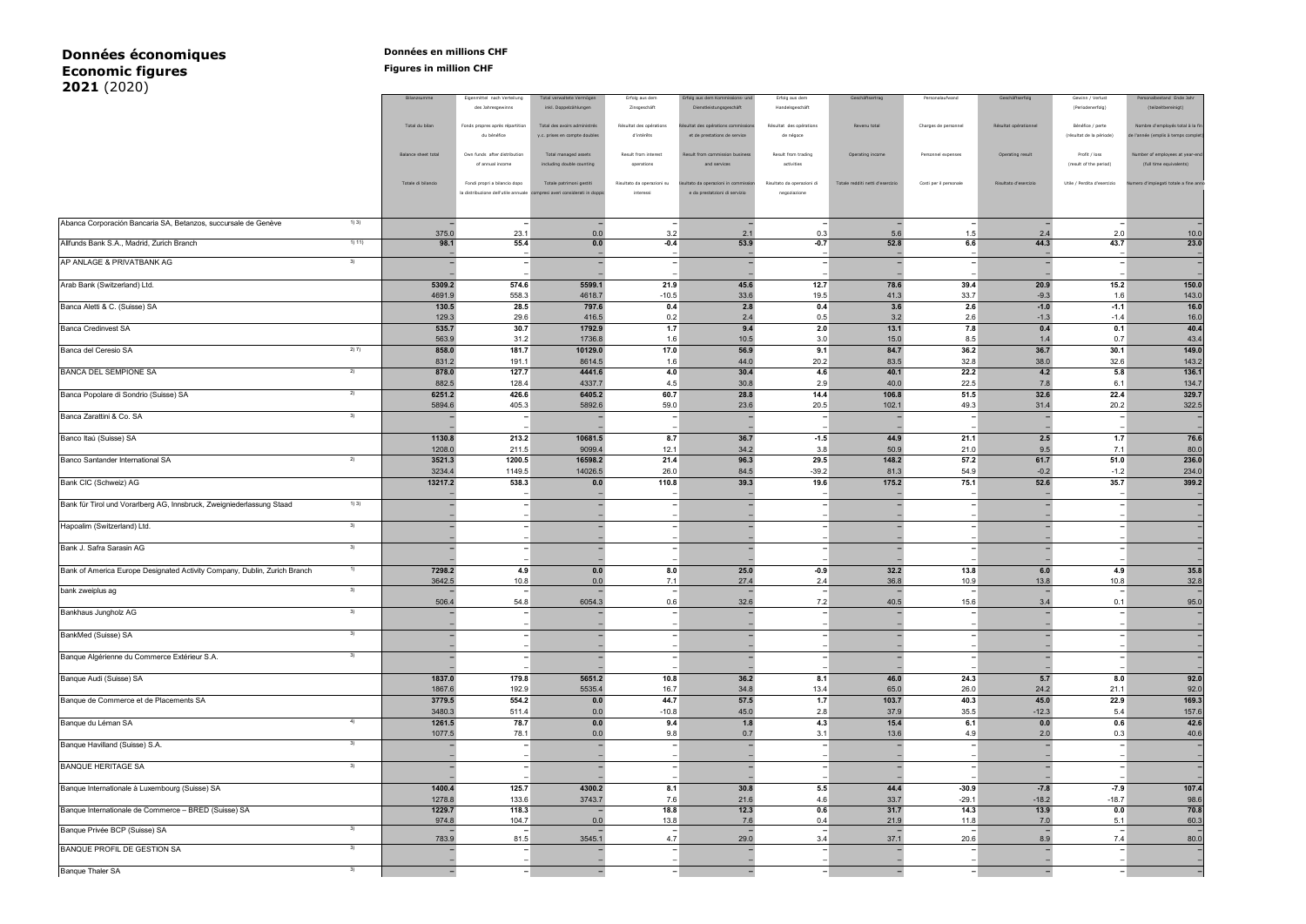# Données économiques
# Economic figures
# 2021 (2020)

**Données en millions CHF**

**Figures in million CHF**

| | | Bilanzsumme / Total du bilan / Balance sheet total / Totale di bilancio | Eigenmittel nach Verteilung des Jahresgewinns / Fonds propres après répartition du bénéfice / Own funds after distribution of annual income / Fondi propri a bilancio dopo la distribuzione dell'utile annuale | Total verwaltete Vermögen inkl. Doppelzählungen / Total des avoirs administrés y.c. prises en compte doubles / Total managed assets including double counting / Totale patrimoni gestiti compresi averi considerati in doppio | Erfolg aus dem Zinsgeschäft / Résultat des opérations d'intérêts / Result from interest operations / Risultato da operazioni su interessi | Erfolg aus dem Kommissions- und Dienstleistungsgeschäft / Résultat des opérations commissions et de prestations de service / Result from commission business and services / Risultato da operazioni in commissione e da prestazioni di servizio | Erfolg aus dem Handelsgeschäft / Résultat des opérations de négoce / Result from trading activities / Risultato da operazioni di negoziazione | Geschäftsertrag / Revenu total / Operating income / Totale redditi netti d'esercizio | Personalaufwand / Charges de personnel / Personnel expenses / Costi per il personale | Geschäftserfolg / Résultat opérationnel / Operating result / Risultato d'esercizio | Gewinn / Verlust (Periodenerfolg) / Bénéfice / perte (résultat de la période) / Profit / loss (result of the period) / Utile / Perdita d'esercizio | Personalbestand Ende Jahr (teilzeitbereinigt) / Nombre d'employés total à la fin de l'année (emplois à temps complet) / Number of employees at year-end (full time equivalents) / Numero di impiegati totale a fine anno |
|---|---|---|---|---|---|---|---|---|---|---|---|---|
| Abanca Corporación Bancaria SA, Betanzos, succursale de Genève | 1) 3) | – | – | – | – | – | – | – | – | – | – | – |
| | | 375.0 | 23.1 | 0.0 | 3.2 | 2.1 | 0.3 | 5.6 | 1.5 | 2.4 | 2.0 | 10.0 |
| Allfunds Bank S.A., Madrid, Zurich Branch | 1) 11) | **98.1** | **55.4** | **0.0** | **-0.4** | **53.9** | **-0.7** | **52.8** | **6.6** | **44.3** | **43.7** | **23.0** |
| | | – | – | – | – | – | – | – | – | – | – | – |
| AP ANLAGE & PRIVATBANK AG | 3) | – | – | – | – | – | – | – | – | – | – | – |
| | | – | – | – | – | – | – | – | – | – | – | – |
| Arab Bank (Switzerland) Ltd. | | **5309.2** | **574.6** | **5599.1** | **21.9** | **45.6** | **12.7** | **78.6** | **39.4** | **20.9** | **15.2** | **150.0** |
| | | 4691.9 | 558.3 | 4618.7 | -10.5 | 33.6 | 19.5 | 41.3 | 33.7 | -9.3 | 1.6 | 143.0 |
| Banca Aletti & C. (Suisse) SA | | **130.5** | **28.5** | **797.6** | **0.4** | **2.8** | **0.4** | **3.6** | **2.6** | **-1.0** | **-1.1** | **16.0** |
| | | 129.3 | 29.6 | 416.5 | 0.2 | 2.4 | 0.5 | 3.2 | 2.6 | -1.3 | -1.4 | 16.0 |
| Banca Credinvest SA | | **535.7** | **30.7** | **1792.9** | **1.7** | **9.4** | **2.0** | **13.1** | **7.8** | **0.4** | **0.1** | **40.4** |
| | | 563.9 | 31.2 | 1736.8 | 1.6 | 10.5 | 3.0 | 15.0 | 8.5 | 1.4 | 0.7 | 43.4 |
| Banca del Ceresio SA | 2) 7) | **858.0** | **181.7** | **10129.0** | **17.0** | **56.9** | **9.1** | **84.7** | **36.2** | **36.7** | **30.1** | **149.0** |
| | | 831.2 | 191.1 | 8614.5 | 1.6 | 44.0 | 20.2 | 83.5 | 32.8 | 38.0 | 32.6 | 143.2 |
| BANCA DEL SEMPIONE SA | 2) | **878.0** | **127.7** | **4441.6** | **4.0** | **30.4** | **4.6** | **40.1** | **22.2** | **4.2** | **5.8** | **136.1** |
| | | 882.5 | 128.4 | 4337.7 | 4.5 | 30.8 | 2.9 | 40.0 | 22.5 | 7.8 | 6.1 | 134.7 |
| Banca Popolare di Sondrio (Suisse) SA | 2) | **6251.2** | **426.6** | **6405.2** | **60.7** | **28.8** | **14.4** | **106.8** | **51.5** | **32.6** | **22.4** | **329.7** |
| | | 5894.6 | 405.3 | 5892.6 | 59.0 | 23.6 | 20.5 | 102.1 | 49.3 | 31.4 | 20.2 | 322.5 |
| Banca Zarattini & Co. SA | 3) | – | – | – | – | – | – | – | – | – | – | – |
| | | – | – | – | – | – | – | – | – | – | – | – |
| Banco Itaú (Suisse) SA | | **1130.8** | **213.2** | **10681.5** | **8.7** | **36.7** | **-1.5** | **44.9** | **21.1** | **2.5** | **1.7** | **76.6** |
| | | 1208.0 | 211.5 | 9099.4 | 12.1 | 34.2 | 3.8 | 50.9 | 21.0 | 9.5 | 7.1 | 80.0 |
| Banco Santander International SA | 2) | **3521.3** | **1200.5** | **16598.2** | **21.4** | **96.3** | **29.5** | **148.2** | **57.2** | **61.7** | **51.0** | **236.0** |
| | | 3234.4 | 1149.5 | 14026.5 | 26.0 | 84.5 | -39.2 | 81.3 | 54.9 | -0.2 | -1.2 | 234.0 |
| Bank CIC (Schweiz) AG | | **13217.2** | **538.3** | **0.0** | **110.8** | **39.3** | **19.6** | **175.2** | **75.1** | **52.6** | **35.7** | **399.2** |
| | | – | – | – | – | – | – | – | – | – | – | – |
| Bank für Tirol und Vorarlberg AG, Innsbruck, Zweigniederlassung Staad | 1) 3) | – | – | – | – | – | – | – | – | – | – | – |
| | | – | – | – | – | – | – | – | – | – | – | – |
| Hapoalim (Switzerland) Ltd. | 3) | – | – | – | – | – | – | – | – | – | – | – |
| | | – | – | – | – | – | – | – | – | – | – | – |
| Bank J. Safra Sarasin AG | 3) | – | – | – | – | – | – | – | – | – | – | – |
| | | – | – | – | – | – | – | – | – | – | – | – |
| Bank of America Europe Designated Activity Company, Dublin, Zurich Branch | 1) | **7298.2** | **4.9** | **0.0** | **8.0** | **25.0** | **-0.9** | **32.2** | **13.8** | **6.0** | **4.9** | **35.8** |
| | | 3642.5 | 10.8 | 0.0 | 7.1 | 27.4 | 2.4 | 36.8 | 10.9 | 13.8 | 10.8 | 32.8 |
| bank zweiplus ag | 3) | – | – | – | – | – | – | – | – | – | – | – |
| | | 506.4 | 54.8 | 6054.3 | 0.6 | 32.6 | 7.2 | 40.5 | 15.6 | 3.4 | 0.1 | 95.0 |
| Bankhaus Jungholz AG | 3) | – | – | – | – | – | – | – | – | – | – | – |
| | | – | – | – | – | – | – | – | – | – | – | – |
| BankMed (Suisse) SA | 3) | – | – | – | – | – | – | – | – | – | – | – |
| | | – | – | – | – | – | – | – | – | – | – | – |
| Banque Algérienne du Commerce Extérieur S.A. | 3) | – | – | – | – | – | – | – | – | – | – | – |
| | | – | – | – | – | – | – | – | – | – | – | – |
| Banque Audi (Suisse) SA | | **1837.0** | **179.8** | **5651.2** | **10.8** | **36.2** | **8.1** | **46.0** | **24.3** | **5.7** | **8.0** | **92.0** |
| | | 1867.6 | 192.9 | 5535.4 | 16.7 | 34.8 | 13.4 | 65.0 | 26.0 | 24.2 | 21.1 | 92.0 |
| Banque de Commerce et de Placements SA | | **3779.5** | **554.2** | **0.0** | **44.7** | **57.5** | **1.7** | **103.7** | **40.3** | **45.0** | **22.9** | **169.3** |
| | | 3480.3 | 511.4 | 0.0 | -10.8 | 45.0 | 2.8 | 37.9 | 35.5 | -12.3 | 5.4 | 157.6 |
| Banque du Léman SA | 4) | **1261.5** | **78.7** | **0.0** | **9.4** | **1.8** | **4.3** | **15.4** | **6.1** | **0.0** | **0.6** | **42.6** |
| | | 1077.5 | 78.1 | 0.0 | 9.8 | 0.7 | 3.1 | 13.6 | 4.9 | 2.0 | 0.3 | 40.6 |
| Banque Havilland (Suisse) S.A. | 3) | – | – | – | – | – | – | – | – | – | – | – |
| | | – | – | – | – | – | – | – | – | – | – | – |
| BANQUE HERITAGE SA | 3) | – | – | – | – | – | – | – | – | – | – | – |
| | | – | – | – | – | – | – | – | – | – | – | – |
| Banque Internationale à Luxembourg (Suisse) SA | | **1400.4** | **125.7** | **4300.2** | **8.1** | **30.8** | **5.5** | **44.4** | **-30.9** | **-7.8** | **-7.9** | **107.4** |
| | | 1278.8 | 133.6 | 3743.7 | 7.6 | 21.6 | 4.6 | 33.7 | -29.1 | -18.2 | -18.7 | 98.6 |
| Banque Internationale de Commerce – BRED (Suisse) SA | | **1229.7** | **118.3** | **–** | **18.8** | **12.3** | **0.6** | **31.7** | **14.3** | **13.9** | **0.0** | **70.8** |
| | | 974.8 | 104.7 | 0.0 | 13.8 | 7.6 | 0.4 | 21.9 | 11.8 | 7.0 | 5.1 | 60.3 |
| Banque Privée BCP (Suisse) SA | 3) | – | – | – | – | – | – | – | – | – | – | – |
| | | 783.9 | 81.5 | 3545.1 | 4.7 | 29.0 | 3.4 | 37.1 | 20.6 | 8.9 | 7.4 | 80.0 |
| BANQUE PROFIL DE GESTION SA | 3) | – | – | – | – | – | – | – | – | – | – | – |
| | | – | – | – | – | – | – | – | – | – | – | – |
| Banque Thaler SA | 3) | – | – | – | – | – | – | – | – | – | – | – |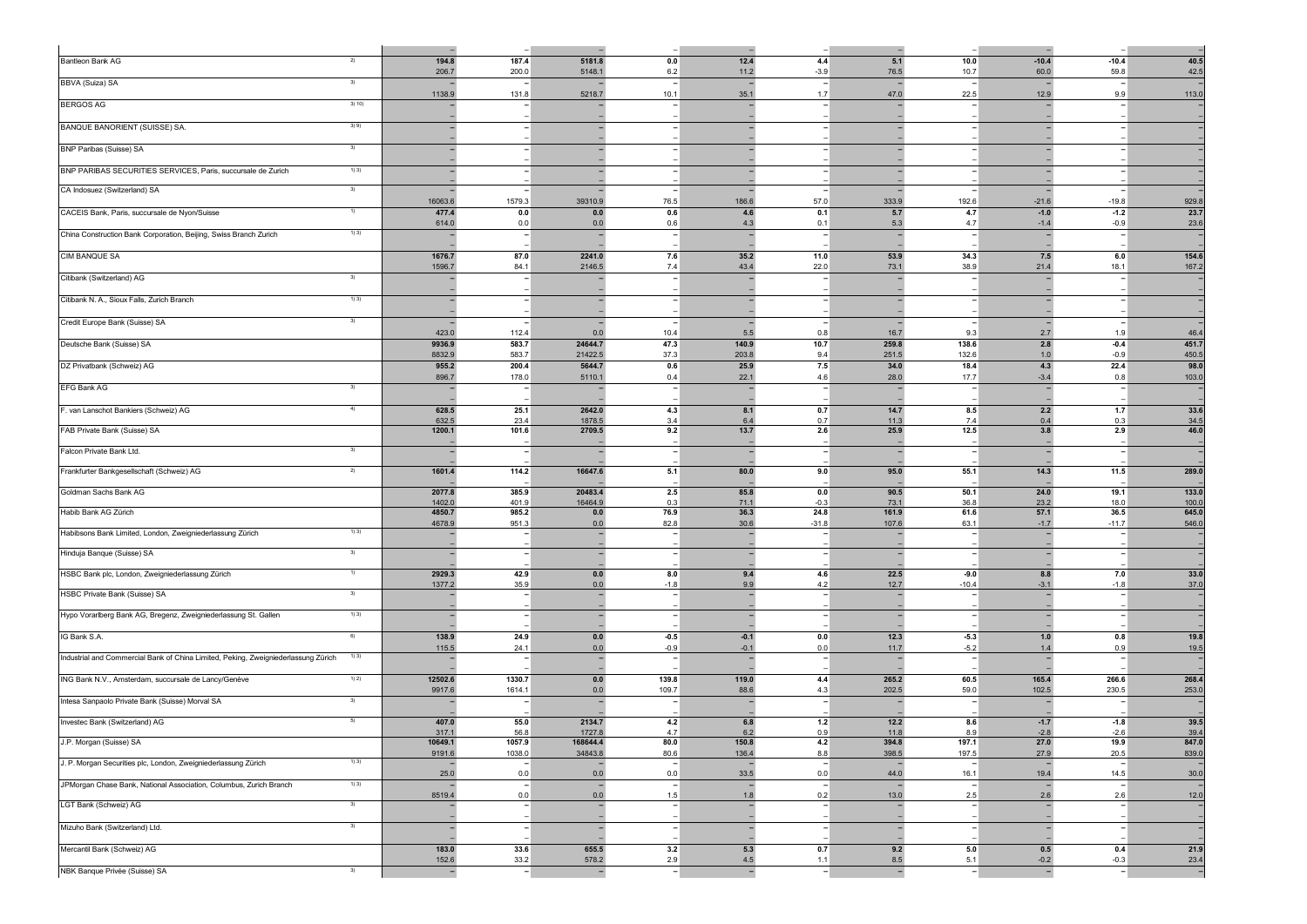| | | | | | | | | | | | | |
|---|---|---|---|---|---|---|---|---|---|---|---|---|
| | | – | – | – | – | – | – | – | – | – | – | – |
| Bantleon Bank AG | 2) | **194.8** | **187.4** | **5181.8** | **0.0** | **12.4** | **4.4** | **5.1** | **10.0** | **-10.4** | **-10.4** | **40.5** |
| | | 206.7 | 200.0 | 5148.1 | 6.2 | 11.2 | -3.9 | 76.5 | 10.7 | 60.0 | 59.8 | 42.5 |
| BBVA (Suiza) SA | 3) | – | – | – | – | – | – | – | – | – | – | – |
| | | 1138.9 | 131.8 | 5218.7 | 10.1 | 35.1 | 1.7 | 47.0 | 22.5 | 12.9 | 9.9 | 113.0 |
| BERGOS AG | 3) 10) | – | – | – | – | – | – | – | – | – | – | – |
| | | – | – | – | – | – | – | – | – | – | – | – |
| BANQUE BANORIENT (SUISSE) SA. | 3) 9) | – | – | – | – | – | – | – | – | – | – | – |
| | | – | – | – | – | – | – | – | – | – | – | – |
| BNP Paribas (Suisse) SA | 3) | – | – | – | – | – | – | – | – | – | – | – |
| | | – | – | – | – | – | – | – | – | – | – | – |
| BNP PARIBAS SECURITIES SERVICES, Paris, succursale de Zurich | 1) 3) | – | – | – | – | – | – | – | – | – | – | – |
| | | – | – | – | – | – | – | – | – | – | – | – |
| CA Indosuez (Switzerland) SA | 3) | – | – | – | – | – | – | – | – | – | – | – |
| | | 16063.6 | 1579.3 | 39310.9 | 76.5 | 186.6 | 57.0 | 333.9 | 192.6 | -21.6 | -19.8 | 929.8 |
| CACEIS Bank, Paris, succursale de Nyon/Suisse | 1) | **477.4** | **0.0** | **0.0** | **0.6** | **4.6** | **0.1** | **5.7** | **4.7** | **-1.0** | **-1.2** | **23.7** |
| | | 614.0 | 0.0 | 0.0 | 0.6 | 4.3 | 0.1 | 5.3 | 4.7 | -1.4 | -0.9 | 23.6 |
| China Construction Bank Corporation, Beijing, Swiss Branch Zurich | 1) 3) | – | – | – | – | – | – | – | – | – | – | – |
| | | – | – | – | – | – | – | – | – | – | – | – |
| CIM BANQUE SA | | **1676.7** | **87.0** | **2241.0** | **7.6** | **35.2** | **11.0** | **53.9** | **34.3** | **7.5** | **6.0** | **154.6** |
| | | 1596.7 | 84.1 | 2146.5 | 7.4 | 43.4 | 22.0 | 73.1 | 38.9 | 21.4 | 18.1 | 167.2 |
| Citibank (Switzerland) AG | 3) | – | – | – | – | – | – | – | – | – | – | – |
| | | – | – | – | – | – | – | – | – | – | – | – |
| Citibank N. A., Sioux Falls, Zurich Branch | 1) 3) | – | – | – | – | – | – | – | – | – | – | – |
| | | – | – | – | – | – | – | – | – | – | – | – |
| Credit Europe Bank (Suisse) SA | 3) | – | – | – | – | – | – | – | – | – | – | – |
| | | 423.0 | 112.4 | 0.0 | 10.4 | 5.5 | 0.8 | 16.7 | 9.3 | 2.7 | 1.9 | 46.4 |
| Deutsche Bank (Suisse) SA | | **9936.9** | **583.7** | **24644.7** | **47.3** | **140.9** | **10.7** | **259.8** | **138.6** | **2.8** | **-0.4** | **451.7** |
| | | 8832.9 | 583.7 | 21422.5 | 37.3 | 203.8 | 9.4 | 251.5 | 132.6 | 1.0 | -0.9 | 450.5 |
| DZ Privatbank (Schweiz) AG | | **955.2** | **200.4** | **5644.7** | **0.6** | **25.9** | **7.5** | **34.0** | **18.4** | **4.3** | **22.4** | **98.0** |
| | | 896.7 | 178.0 | 5110.1 | 0.4 | 22.1 | 4.6 | 28.0 | 17.7 | -3.4 | 0.8 | 103.0 |
| EFG Bank AG | 3) | – | – | – | – | – | – | – | – | – | – | – |
| | | – | – | – | – | – | – | – | – | – | – | – |
| F. van Lanschot Bankiers (Schweiz) AG | 4) | **628.5** | **25.1** | **2642.0** | **4.3** | **8.1** | **0.7** | **14.7** | **8.5** | **2.2** | **1.7** | **33.6** |
| | | 632.5 | 23.4 | 1878.5 | 3.4 | 6.4 | 0.7 | 11.3 | 7.4 | 0.4 | 0.3 | 34.5 |
| FAB Private Bank (Suisse) SA | | **1200.1** | **101.6** | **2709.5** | **9.2** | **13.7** | **2.6** | **25.9** | **12.5** | **3.8** | **2.9** | **46.0** |
| | | – | – | – | – | – | – | – | – | – | – | – |
| Falcon Private Bank Ltd. | 3) | – | – | – | – | – | – | – | – | – | – | – |
| | | – | – | – | – | – | – | – | – | – | – | – |
| Frankfurter Bankgesellschaft (Schweiz) AG | 2) | **1601.4** | **114.2** | **16647.6** | **5.1** | **80.0** | **9.0** | **95.0** | **55.1** | **14.3** | **11.5** | **289.0** |
| | | – | – | – | – | – | – | – | – | – | – | – |
| Goldman Sachs Bank AG | | **2077.8** | **385.9** | **20483.4** | **2.5** | **85.8** | **0.0** | **90.5** | **50.1** | **24.0** | **19.1** | **133.0** |
| | | 1402.0 | 401.9 | 16464.9 | 0.3 | 71.1 | -0.3 | 73.1 | 36.8 | 23.2 | 18.0 | 100.0 |
| Habib Bank AG Zürich | | **4850.7** | **985.2** | **0.0** | **76.9** | **36.3** | **24.8** | **161.9** | **61.6** | **57.1** | **36.5** | **645.0** |
| | | 4678.9 | 951.3 | 0.0 | 82.8 | 30.6 | -31.8 | 107.6 | 63.1 | -1.7 | -11.7 | 546.0 |
| Habibsons Bank Limited, London, Zweigniederlassung Zürich | 1) 3) | – | – | – | – | – | – | – | – | – | – | – |
| | | – | – | – | – | – | – | – | – | – | – | – |
| Hinduja Banque (Suisse) SA | 3) | – | – | – | – | – | – | – | – | – | – | – |
| | | – | – | – | – | – | – | – | – | – | – | – |
| HSBC Bank plc, London, Zweigniederlassung Zürich | 1) | **2929.3** | **42.9** | **0.0** | **8.0** | **9.4** | **4.6** | **22.5** | **-9.0** | **8.8** | **7.0** | **33.0** |
| | | 1377.2 | 35.9 | 0.0 | -1.8 | 9.9 | 4.2 | 12.7 | -10.4 | -3.1 | -1.8 | 37.0 |
| HSBC Private Bank (Suisse) SA | 3) | – | – | – | – | – | – | – | – | – | – | – |
| | | – | – | – | – | – | – | – | – | – | – | – |
| Hypo Vorarlberg Bank AG, Bregenz, Zweigniederlassung St. Gallen | 1) 3) | – | – | – | – | – | – | – | – | – | – | – |
| | | – | – | – | – | – | – | – | – | – | – | – |
| IG Bank S.A. | 6) | **138.9** | **24.9** | **0.0** | **-0.5** | **-0.1** | **0.0** | **12.3** | **-5.3** | **1.0** | **0.8** | **19.8** |
| | | 115.5 | 24.1 | 0.0 | -0.9 | -0.1 | 0.0 | 11.7 | -5.2 | 1.4 | 0.9 | 19.5 |
| Industrial and Commercial Bank of China Limited, Peking, Zweigniederlassung Zürich | 1) 3) | – | – | – | – | – | – | – | – | – | – | – |
| | | – | – | – | – | – | – | – | – | – | – | – |
| ING Bank N.V., Amsterdam, succursale de Lancy/Genève | 1) 2) | **12502.6** | **1330.7** | **0.0** | **139.8** | **119.0** | **4.4** | **265.2** | **60.5** | **165.4** | **266.6** | **268.4** |
| | | 9917.6 | 1614.1 | 0.0 | 109.7 | 88.6 | 4.3 | 202.5 | 59.0 | 102.5 | 230.5 | 253.0 |
| Intesa Sanpaolo Private Bank (Suisse) Morval SA | 3) | – | – | – | – | – | – | – | – | – | – | – |
| | | – | – | – | – | – | – | – | – | – | – | – |
| Investec Bank (Switzerland) AG | 5) | **407.0** | **55.0** | **2134.7** | **4.2** | **6.8** | **1.2** | **12.2** | **8.6** | **-1.7** | **-1.8** | **39.5** |
| | | 317.1 | 56.8 | 1727.8 | 4.7 | 6.2 | 0.9 | 11.6 | 8.9 | -2.8 | -2.6 | 39.4 |
| J.P. Morgan (Suisse) SA | | **10649.1** | **1057.9** | **168644.4** | **80.0** | **150.8** | **4.2** | **394.8** | **197.1** | **27.0** | **19.9** | **847.0** |
| | | 9191.6 | 1038.0 | 34843.8 | 80.6 | 136.4 | 8.8 | 398.5 | 197.5 | 27.9 | 20.5 | 839.0 |
| J. P. Morgan Securities plc, London, Zweigniederlassung Zürich | 1) 3) | – | – | – | – | – | – | – | – | – | – | – |
| | | 25.0 | 0.0 | 0.0 | 0.0 | 33.5 | 0.0 | 44.0 | 16.1 | 19.4 | 14.5 | 30.0 |
| JPMorgan Chase Bank, National Association, Columbus, Zurich Branch | 1) 3) | – | – | – | – | – | – | – | – | – | – | – |
| | | 8519.4 | 0.0 | 0.0 | 1.5 | 1.8 | 0.2 | 13.0 | 2.5 | 2.6 | 2.6 | 12.0 |
| LGT Bank (Schweiz) AG | 3) | – | – | – | – | – | – | – | – | – | – | – |
| | | – | – | – | – | – | – | – | – | – | – | – |
| Mizuho Bank (Switzerland) Ltd. | 3) | – | – | – | – | – | – | – | – | – | – | – |
| | | – | – | – | – | – | – | – | – | – | – | – |
| Mercantil Bank (Schweiz) AG | | **183.0** | **33.6** | **655.5** | **3.2** | **5.3** | **0.7** | **9.2** | **5.0** | **0.5** | **0.4** | **21.9** |
| | | 152.6 | 33.2 | 578.2 | 2.9 | 4.5 | 1.1 | 8.5 | 5.1 | -0.2 | -0.3 | 23.4 |
| NBK Banque Privée (Suisse) SA | 3) | – | – | – | – | – | – | – | – | – | – | – |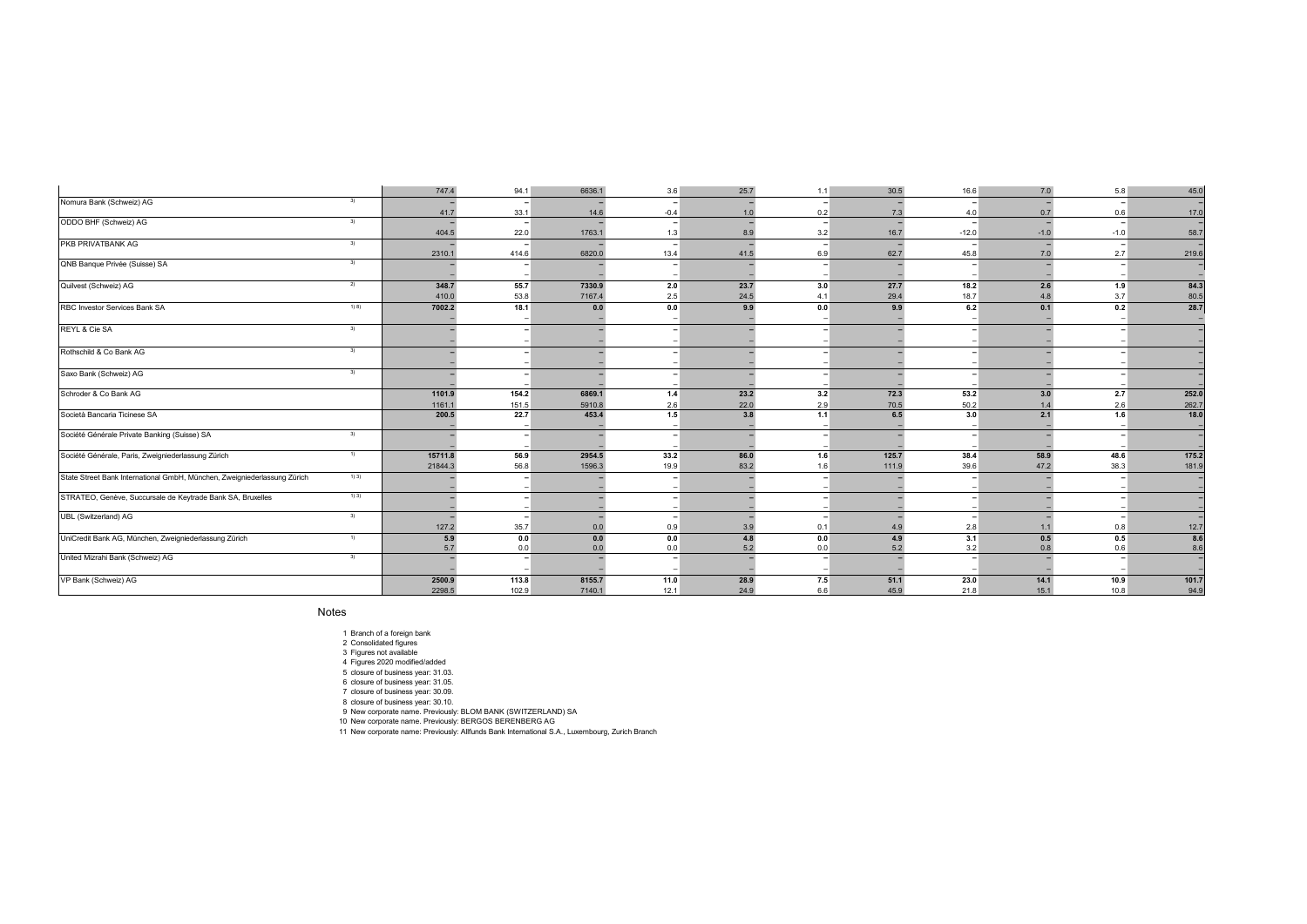| | | | | | | | | | | | | |
|---|---|---|---|---|---|---|---|---|---|---|---|---|
| | | 747.4 | 94.1 | 6636.1 | 3.6 | 25.7 | 1.1 | 30.5 | 16.6 | 7.0 | 5.8 | 45.0 |
| Nomura Bank (Schweiz) AG | 3) | – | – | – | – | – | – | – | – | – | – | – |
| | | 41.7 | 33.1 | 14.6 | -0.4 | 1.0 | 0.2 | 7.3 | 4.0 | 0.7 | 0.6 | 17.0 |
| ODDO BHF (Schweiz) AG | 3) | – | – | – | – | – | – | – | – | – | – | – |
| | | 404.5 | 22.0 | 1763.1 | 1.3 | 8.9 | 3.2 | 16.7 | -12.0 | -1.0 | -1.0 | 58.7 |
| PKB PRIVATBANK AG | 3) | – | – | – | – | – | – | – | – | – | – | – |
| | | 2310.1 | 414.6 | 6820.0 | 13.4 | 41.5 | 6.9 | 62.7 | 45.8 | 7.0 | 2.7 | 219.6 |
| QNB Banque Privée (Suisse) SA | 3) | – | – | – | – | – | – | – | – | – | – | – |
| | | – | – | – | – | – | – | – | – | – | – | – |
| Quilvest (Schweiz) AG | 2) | **348.7** | **55.7** | **7330.9** | **2.0** | **23.7** | **3.0** | **27.7** | **18.2** | **2.6** | **1.9** | **84.3** |
| | | 410.0 | 53.8 | 7167.4 | 2.5 | 24.5 | 4.1 | 29.4 | 18.7 | 4.8 | 3.7 | 80.5 |
| RBC Investor Services Bank SA | 1) 8) | **7002.2** | **18.1** | **0.0** | **0.0** | **9.9** | **0.0** | **9.9** | **6.2** | **0.1** | **0.2** | **28.7** |
| | | – | – | – | – | – | – | – | – | – | – | – |
| REYL & Cie SA | 3) | – | – | – | – | – | – | – | – | – | – | – |
| | | – | – | – | – | – | – | – | – | – | – | – |
| Rothschild & Co Bank AG | 3) | – | – | – | – | – | – | – | – | – | – | – |
| | | – | – | – | – | – | – | – | – | – | – | – |
| Saxo Bank (Schweiz) AG | 3) | – | – | – | – | – | – | – | – | – | – | – |
| | | – | – | – | – | – | – | – | – | – | – | – |
| Schroder & Co Bank AG | | **1101.9** | **154.2** | **6869.1** | **1.4** | **23.2** | **3.2** | **72.3** | **53.2** | **3.0** | **2.7** | **252.0** |
| | | 1161.1 | 151.5 | 5910.8 | 2.6 | 22.0 | 2.9 | 70.5 | 50.2 | 1.4 | 2.6 | 262.7 |
| Società Bancaria Ticinese SA | | **200.5** | **22.7** | **453.4** | **1.5** | **3.8** | **1.1** | **6.5** | **3.0** | **2.1** | **1.6** | **18.0** |
| | | – | – | – | – | – | – | – | – | – | – | – |
| Société Générale Private Banking (Suisse) SA | 3) | – | – | – | – | – | – | – | – | – | – | – |
| | | – | – | – | – | – | – | – | – | – | – | – |
| Société Générale, Paris, Zweigniederlassung Zürich | 1) | **15711.8** | **56.9** | **2954.5** | **33.2** | **86.0** | **1.6** | **125.7** | **38.4** | **58.9** | **48.6** | **175.2** |
| | | 21844.3 | 56.8 | 1596.3 | 19.9 | 83.2 | 1.6 | 111.9 | 39.6 | 47.2 | 38.3 | 181.9 |
| State Street Bank International GmbH, München, Zweigniederlassung Zürich | 1) 3) | – | – | – | – | – | – | – | – | – | – | – |
| | | – | – | – | – | – | – | – | – | – | – | – |
| STRATEO, Genève, Succursale de Keytrade Bank SA, Bruxelles | 1) 3) | – | – | – | – | – | – | – | – | – | – | – |
| | | – | – | – | – | – | – | – | – | – | – | – |
| UBL (Switzerland) AG | 3) | – | – | – | – | – | – | – | – | – | – | – |
| | | 127.2 | 35.7 | 0.0 | 0.9 | 3.9 | 0.1 | 4.9 | 2.8 | 1.1 | 0.8 | 12.7 |
| UniCredit Bank AG, München, Zweigniederlassung Zürich | 1) | **5.9** | **0.0** | **0.0** | **0.0** | **4.8** | **0.0** | **4.9** | **3.1** | **0.5** | **0.5** | **8.6** |
| | | 5.7 | 0.0 | 0.0 | 0.0 | 5.2 | 0.0 | 5.2 | 3.2 | 0.8 | 0.6 | 8.6 |
| United Mizrahi Bank (Schweiz) AG | 3) | – | – | – | – | – | – | – | – | – | – | – |
| | | – | – | – | – | – | – | – | – | – | – | – |
| VP Bank (Schweiz) AG | | **2500.9** | **113.8** | **8155.7** | **11.0** | **28.9** | **7.5** | **51.1** | **23.0** | **14.1** | **10.9** | **101.7** |
| | | 2298.5 | 102.9 | 7140.1 | 12.1 | 24.9 | 6.6 | 45.9 | 21.8 | 15.1 | 10.8 | 94.9 |

## Notes

1 Branch of a foreign bank
2 Consolidated figures
3 Figures not available
4 Figures 2020 modified/added
5 closure of business year: 31.03.
6 closure of business year: 31.05.
7 closure of business year: 30.09.
8 closure of business year: 30.10.
9 New corporate name. Previously: BLOM BANK (SWITZERLAND) SA
10 New corporate name. Previously: BERGOS BERENBERG AG
11 New corporate name: Previously: Allfunds Bank International S.A., Luxembourg, Zurich Branch